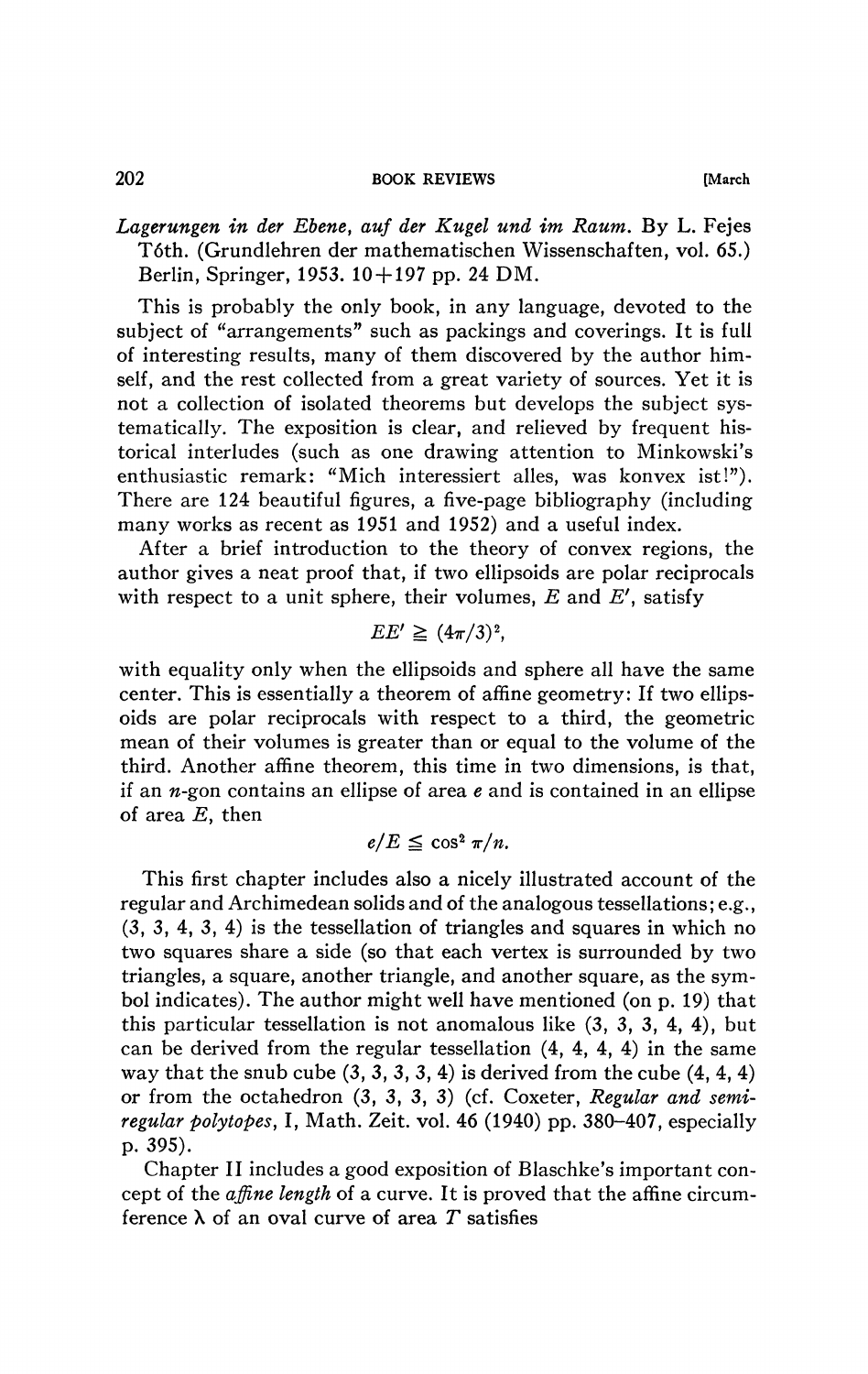*Lagerungen in der Ebene, auf der Kugel und im Raum.* By L. Fejes Tóth. (Grundlehren der mathematischen Wissenschaften, vol. 65.) Berlin, Springer, 1953. 10+197 pp. 24 DM.

This is probably the only book, in any language, devoted to the subject of "arrangements" such as packings and coverings. It is full of interesting results, many of them discovered by the author himself, and the rest collected from a great variety of sources. Yet it is not a collection of isolated theorems but develops the subject systematically. The exposition is clear, and relieved by frequent historical interludes (such as one drawing attention to Minkowski's enthusiastic remark: "Mich interessiert alles, was konvex ist!"). There are 124 beautiful figures, a five-page bibliography (including many works as recent as 1951 and 1952) and a useful index.

After a brief introduction to the theory of convex regions, the author gives a neat proof that, if two ellipsoids are polar reciprocals with respect to a unit sphere, their volumes, $E$ and $E'$, satisfy

$$EE' \geqq (4\pi/3)^2,$$

with equality only when the ellipsoids and sphere all have the same center. This is essentially a theorem of affine geometry: If two ellipsoids are polar reciprocals with respect to a third, the geometric mean of their volumes is greater than or equal to the volume of the third. Another affine theorem, this time in two dimensions, is that, if an $n$-gon contains an ellipse of area $e$ and is contained in an ellipse of area $E$, then

$$e/E \leqq \cos^2 \pi/n.$$

This first chapter includes also a nicely illustrated account of the regular and Archimedean solids and of the analogous tessellations; e.g., (3, 3, 4, 3, 4) is the tessellation of triangles and squares in which no two squares share a side (so that each vertex is surrounded by two triangles, a square, another triangle, and another square, as the symbol indicates). The author might well have mentioned (on p. 19) that this particular tessellation is not anomalous like (3, 3, 3, 4, 4), but can be derived from the regular tessellation (4, 4, 4, 4) in the same way that the snub cube (3, 3, 3, 3, 4) is derived from the cube (4, 4, 4) or from the octahedron (3, 3, 3, 3) (cf. Coxeter, *Regular and semi-regular polytopes*, I, Math. Zeit. vol. 46 (1940) pp. 380–407, especially p. 395).

Chapter II includes a good exposition of Blaschke's important concept of the *affine length* of a curve. It is proved that the affine circumference $\lambda$ of an oval curve of area $T$ satisfies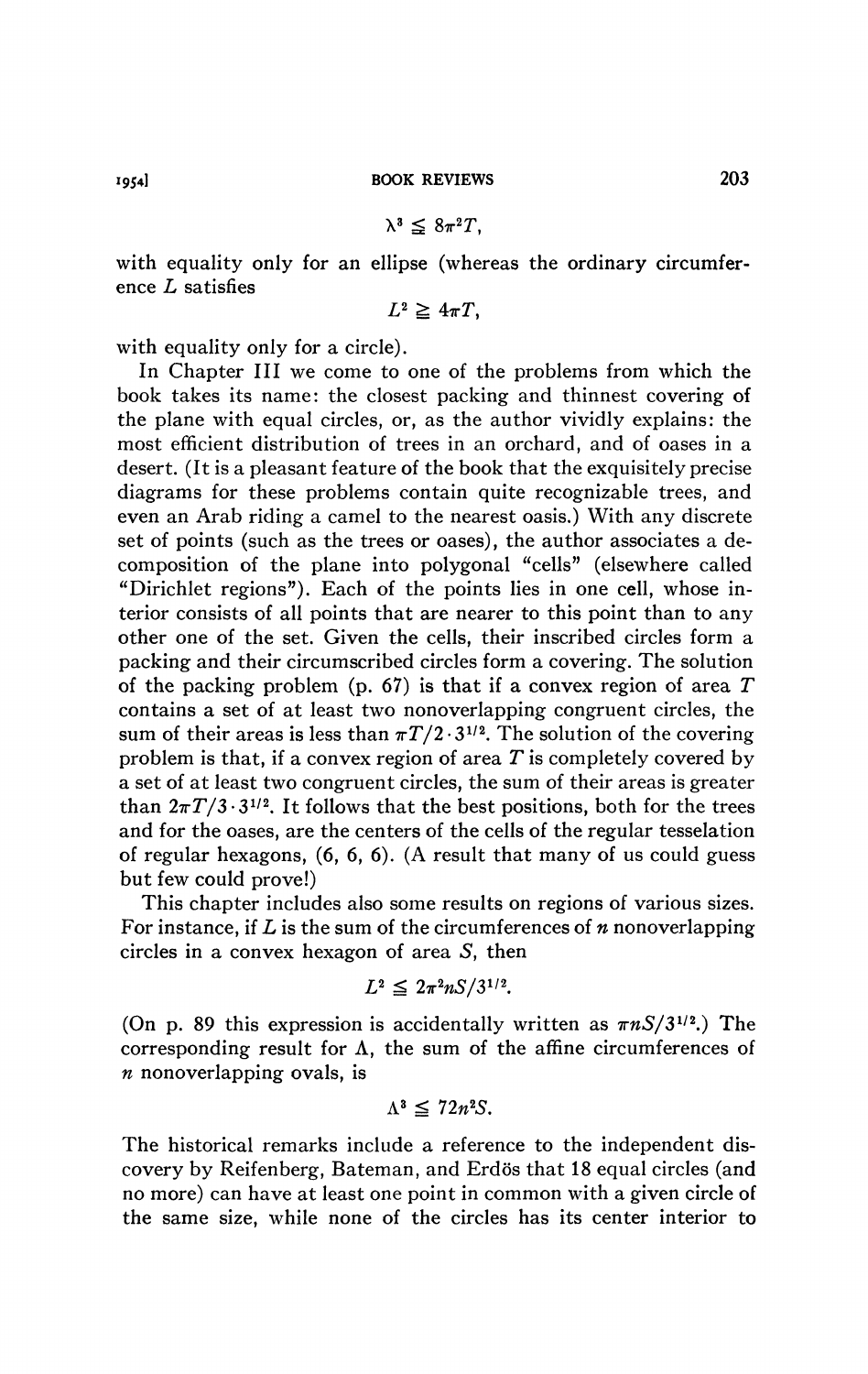$$\lambda^3 \leqq 8\pi^2 T,$$

with equality only for an ellipse (whereas the ordinary circumference $L$ satisfies

$$L^2 \geqq 4\pi T,$$

with equality only for a circle).

In Chapter III we come to one of the problems from which the book takes its name: the closest packing and thinnest covering of the plane with equal circles, or, as the author vividly explains: the most efficient distribution of trees in an orchard, and of oases in a desert. (It is a pleasant feature of the book that the exquisitely precise diagrams for these problems contain quite recognizable trees, and even an Arab riding a camel to the nearest oasis.) With any discrete set of points (such as the trees or oases), the author associates a decomposition of the plane into polygonal "cells" (elsewhere called "Dirichlet regions"). Each of the points lies in one cell, whose interior consists of all points that are nearer to this point than to any other one of the set. Given the cells, their inscribed circles form a packing and their circumscribed circles form a covering. The solution of the packing problem (p. 67) is that if a convex region of area $T$ contains a set of at least two nonoverlapping congruent circles, the sum of their areas is less than $\pi T/2 \cdot 3^{1/2}$. The solution of the covering problem is that, if a convex region of area $T$ is completely covered by a set of at least two congruent circles, the sum of their areas is greater than $2\pi T/3 \cdot 3^{1/2}$. It follows that the best positions, both for the trees and for the oases, are the centers of the cells of the regular tesselation of regular hexagons, (6, 6, 6). (A result that many of us could guess but few could prove!)

This chapter includes also some results on regions of various sizes. For instance, if $L$ is the sum of the circumferences of $n$ nonoverlapping circles in a convex hexagon of area $S$, then

$$L^2 \leqq 2\pi^2 n S/3^{1/2}.$$

(On p. 89 this expression is accidentally written as $\pi n S/3^{1/2}$.) The corresponding result for $\Lambda$, the sum of the affine circumferences of $n$ nonoverlapping ovals, is

$$\Lambda^3 \leqq 72 n^2 S.$$

The historical remarks include a reference to the independent discovery by Reifenberg, Bateman, and Erdös that 18 equal circles (and no more) can have at least one point in common with a given circle of the same size, while none of the circles has its center interior to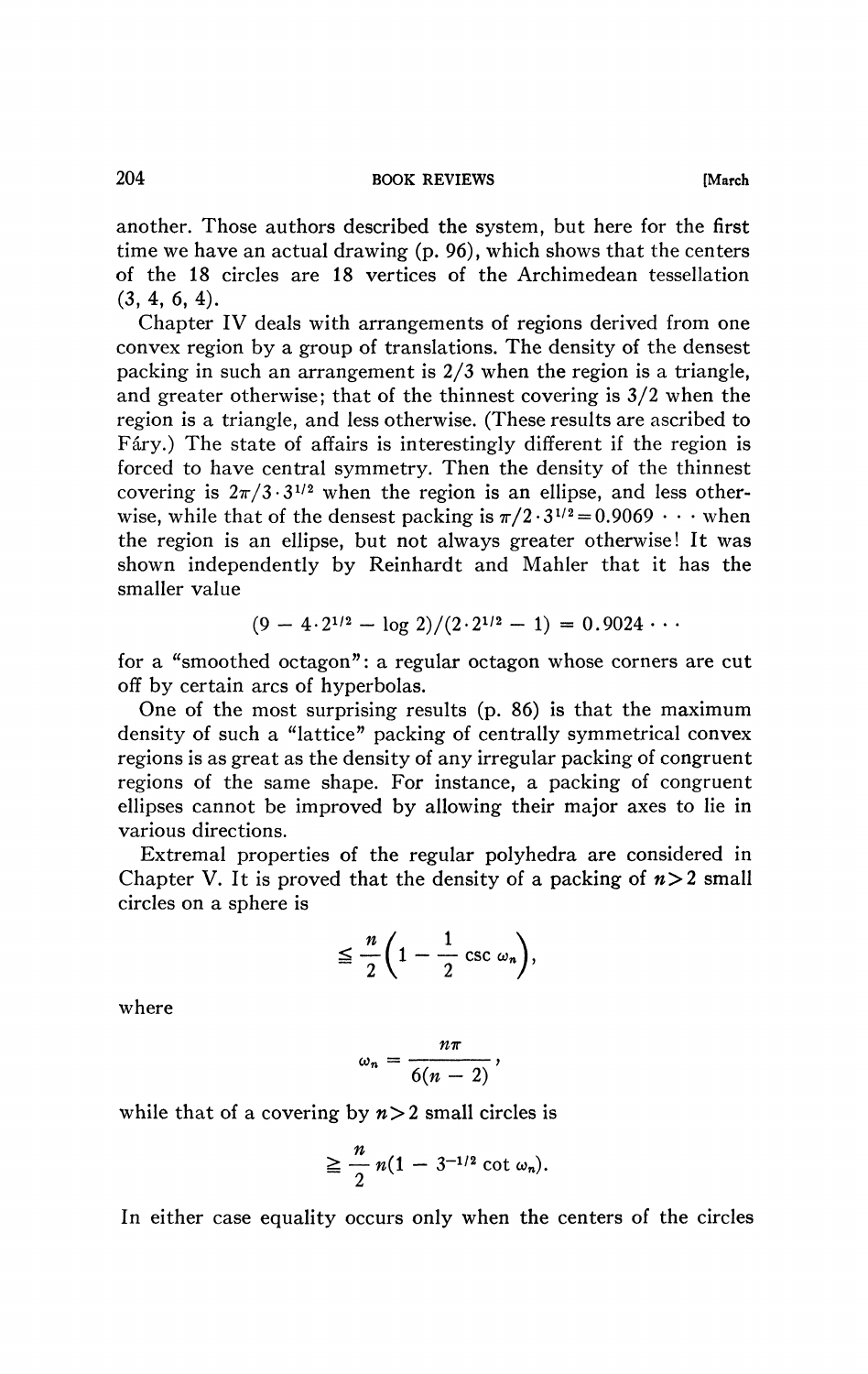another. Those authors described the system, but here for the first time we have an actual drawing (p. 96), which shows that the centers of the 18 circles are 18 vertices of the Archimedean tessellation (3, 4, 6, 4).

Chapter IV deals with arrangements of regions derived from one convex region by a group of translations. The density of the densest packing in such an arrangement is 2/3 when the region is a triangle, and greater otherwise; that of the thinnest covering is 3/2 when the region is a triangle, and less otherwise. (These results are ascribed to Fáry.) The state of affairs is interestingly different if the region is forced to have central symmetry. Then the density of the thinnest covering is $2\pi/3\cdot 3^{1/2}$ when the region is an ellipse, and less otherwise, while that of the densest packing is $\pi/2\cdot 3^{1/2} = 0.9069\cdots$ when the region is an ellipse, but not always greater otherwise! It was shown independently by Reinhardt and Mahler that it has the smaller value

$$(9 - 4\cdot 2^{1/2} - \log 2)/(2\cdot 2^{1/2} - 1) = 0.9024\cdots$$

for a "smoothed octagon": a regular octagon whose corners are cut off by certain arcs of hyperbolas.

One of the most surprising results (p. 86) is that the maximum density of such a "lattice" packing of centrally symmetrical convex regions is as great as the density of any irregular packing of congruent regions of the same shape. For instance, a packing of congruent ellipses cannot be improved by allowing their major axes to lie in various directions.

Extremal properties of the regular polyhedra are considered in Chapter V. It is proved that the density of a packing of $n > 2$ small circles on a sphere is

$$\leq \frac{n}{2}\left(1 - \frac{1}{2}\csc\omega_n\right),$$

where

$$\omega_n = \frac{n\pi}{6(n-2)},$$

while that of a covering by $n > 2$ small circles is

$$\geq \frac{n}{2} n(1 - 3^{-1/2}\cot\omega_n).$$

In either case equality occurs only when the centers of the circles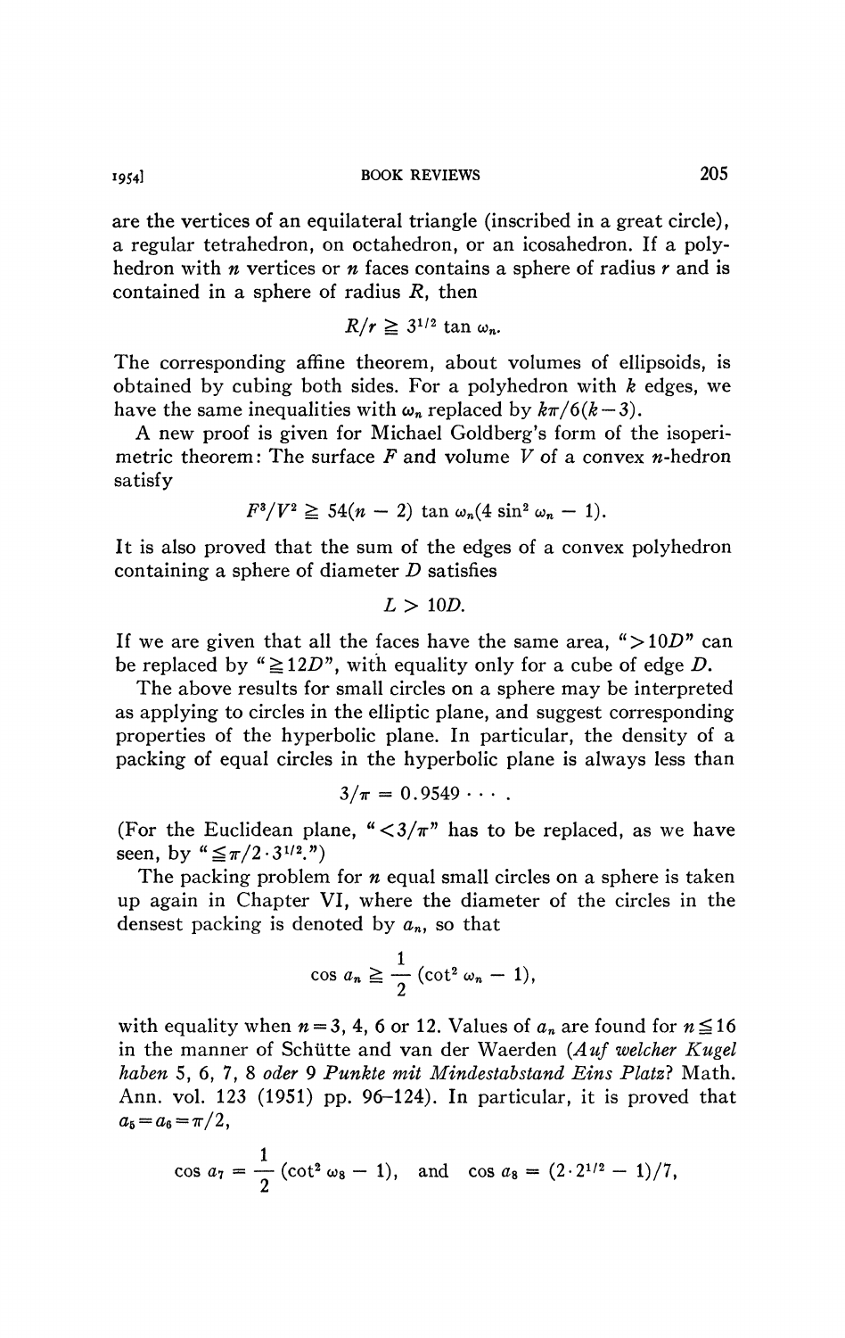are the vertices of an equilateral triangle (inscribed in a great circle), a regular tetrahedron, on octahedron, or an icosahedron. If a polyhedron with $n$ vertices or $n$ faces contains a sphere of radius $r$ and is contained in a sphere of radius $R$, then

$$R/r \geqq 3^{1/2} \tan \omega_n.$$

The corresponding affine theorem, about volumes of ellipsoids, is obtained by cubing both sides. For a polyhedron with $k$ edges, we have the same inequalities with $\omega_n$ replaced by $k\pi/6(k-3)$.

A new proof is given for Michael Goldberg's form of the isoperimetric theorem: The surface $F$ and volume $V$ of a convex $n$-hedron satisfy

$$F^3/V^2 \geqq 54(n-2) \tan \omega_n(4 \sin^2 \omega_n - 1).$$

It is also proved that the sum of the edges of a convex polyhedron containing a sphere of diameter $D$ satisfies

$$L > 10D.$$

If we are given that all the faces have the same area, "$>10D$" can be replaced by "$\geqq 12D$", with equality only for a cube of edge $D$.

The above results for small circles on a sphere may be interpreted as applying to circles in the elliptic plane, and suggest corresponding properties of the hyperbolic plane. In particular, the density of a packing of equal circles in the hyperbolic plane is always less than

$$3/\pi = 0.9549 \cdots.$$

(For the Euclidean plane, "$<3/\pi$" has to be replaced, as we have seen, by "$\leqq \pi/2 \cdot 3^{1/2}$.")

The packing problem for $n$ equal small circles on a sphere is taken up again in Chapter VI, where the diameter of the circles in the densest packing is denoted by $a_n$, so that

$$\cos a_n \geqq \frac{1}{2}(\cot^2 \omega_n - 1),$$

with equality when $n = 3$, 4, 6 or 12. Values of $a_n$ are found for $n \leqq 16$ in the manner of Schütte and van der Waerden (*Auf welcher Kugel haben 5, 6, 7, 8 oder 9 Punkte mit Mindestabstand Eins Platz?* Math. Ann. vol. 123 (1951) pp. 96–124). In particular, it is proved that $a_5 = a_6 = \pi/2$,

$$\cos a_7 = \frac{1}{2}(\cot^2 \omega_8 - 1), \quad \text{and} \quad \cos a_8 = (2 \cdot 2^{1/2} - 1)/7,$$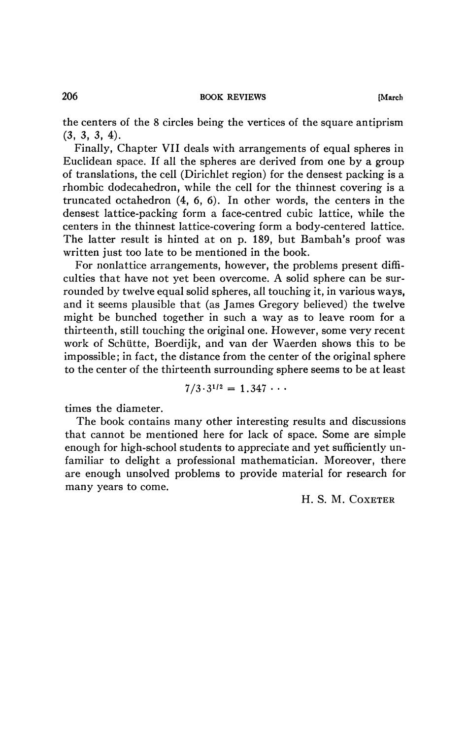the centers of the 8 circles being the vertices of the square antiprism (3, 3, 3, 4).

Finally, Chapter VII deals with arrangements of equal spheres in Euclidean space. If all the spheres are derived from one by a group of translations, the cell (Dirichlet region) for the densest packing is a rhombic dodecahedron, while the cell for the thinnest covering is a truncated octahedron (4, 6, 6). In other words, the centers in the densest lattice-packing form a face-centred cubic lattice, while the centers in the thinnest lattice-covering form a body-centered lattice. The latter result is hinted at on p. 189, but Bambah's proof was written just too late to be mentioned in the book.

For nonlattice arrangements, however, the problems present difficulties that have not yet been overcome. A solid sphere can be surrounded by twelve equal solid spheres, all touching it, in various ways, and it seems plausible that (as James Gregory believed) the twelve might be bunched together in such a way as to leave room for a thirteenth, still touching the original one. However, some very recent work of Schütte, Boerdijk, and van der Waerden shows this to be impossible; in fact, the distance from the center of the original sphere to the center of the thirteenth surrounding sphere seems to be at least

$$7/3 \cdot 3^{1/2} = 1.347 \cdots$$

times the diameter.

The book contains many other interesting results and discussions that cannot be mentioned here for lack of space. Some are simple enough for high-school students to appreciate and yet sufficiently unfamiliar to delight a professional mathematician. Moreover, there are enough unsolved problems to provide material for research for many years to come.

H. S. M. Coxeter